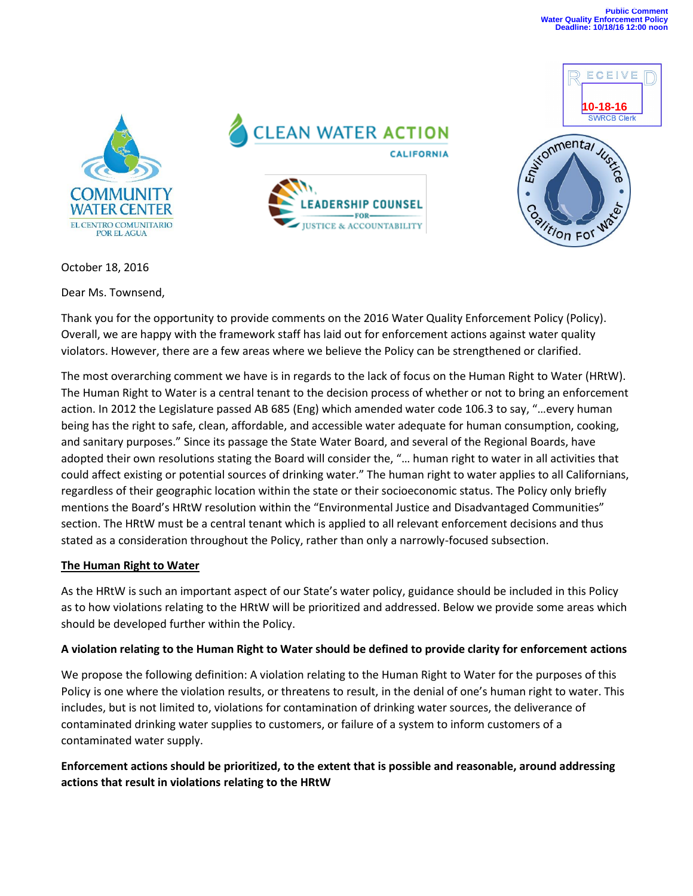Public Comment
Water Quality Enforcement Policy
Deadline: 10/18/16 12:00 noon

RECEIVED
10-18-16
SWRCB Clerk

COMMUNITY WATER CENTER
EL CENTRO COMUNITARIO POR EL AGUA

CLEAN WATER ACTION
CALIFORNIA

LEADERSHIP COUNSEL FOR JUSTICE & ACCOUNTABILITY

Environmental Justice Coalition For Water

October 18, 2016

Dear Ms. Townsend,

Thank you for the opportunity to provide comments on the 2016 Water Quality Enforcement Policy (Policy). Overall, we are happy with the framework staff has laid out for enforcement actions against water quality violators. However, there are a few areas where we believe the Policy can be strengthened or clarified.

The most overarching comment we have is in regards to the lack of focus on the Human Right to Water (HRtW). The Human Right to Water is a central tenant to the decision process of whether or not to bring an enforcement action. In 2012 the Legislature passed AB 685 (Eng) which amended water code 106.3 to say, "…every human being has the right to safe, clean, affordable, and accessible water adequate for human consumption, cooking, and sanitary purposes." Since its passage the State Water Board, and several of the Regional Boards, have adopted their own resolutions stating the Board will consider the, "… human right to water in all activities that could affect existing or potential sources of drinking water." The human right to water applies to all Californians, regardless of their geographic location within the state or their socioeconomic status. The Policy only briefly mentions the Board's HRtW resolution within the "Environmental Justice and Disadvantaged Communities" section. The HRtW must be a central tenant which is applied to all relevant enforcement decisions and thus stated as a consideration throughout the Policy, rather than only a narrowly-focused subsection.

## The Human Right to Water

As the HRtW is such an important aspect of our State's water policy, guidance should be included in this Policy as to how violations relating to the HRtW will be prioritized and addressed. Below we provide some areas which should be developed further within the Policy.

### A violation relating to the Human Right to Water should be defined to provide clarity for enforcement actions

We propose the following definition: A violation relating to the Human Right to Water for the purposes of this Policy is one where the violation results, or threatens to result, in the denial of one's human right to water. This includes, but is not limited to, violations for contamination of drinking water sources, the deliverance of contaminated drinking water supplies to customers, or failure of a system to inform customers of a contaminated water supply.

### Enforcement actions should be prioritized, to the extent that is possible and reasonable, around addressing actions that result in violations relating to the HRtW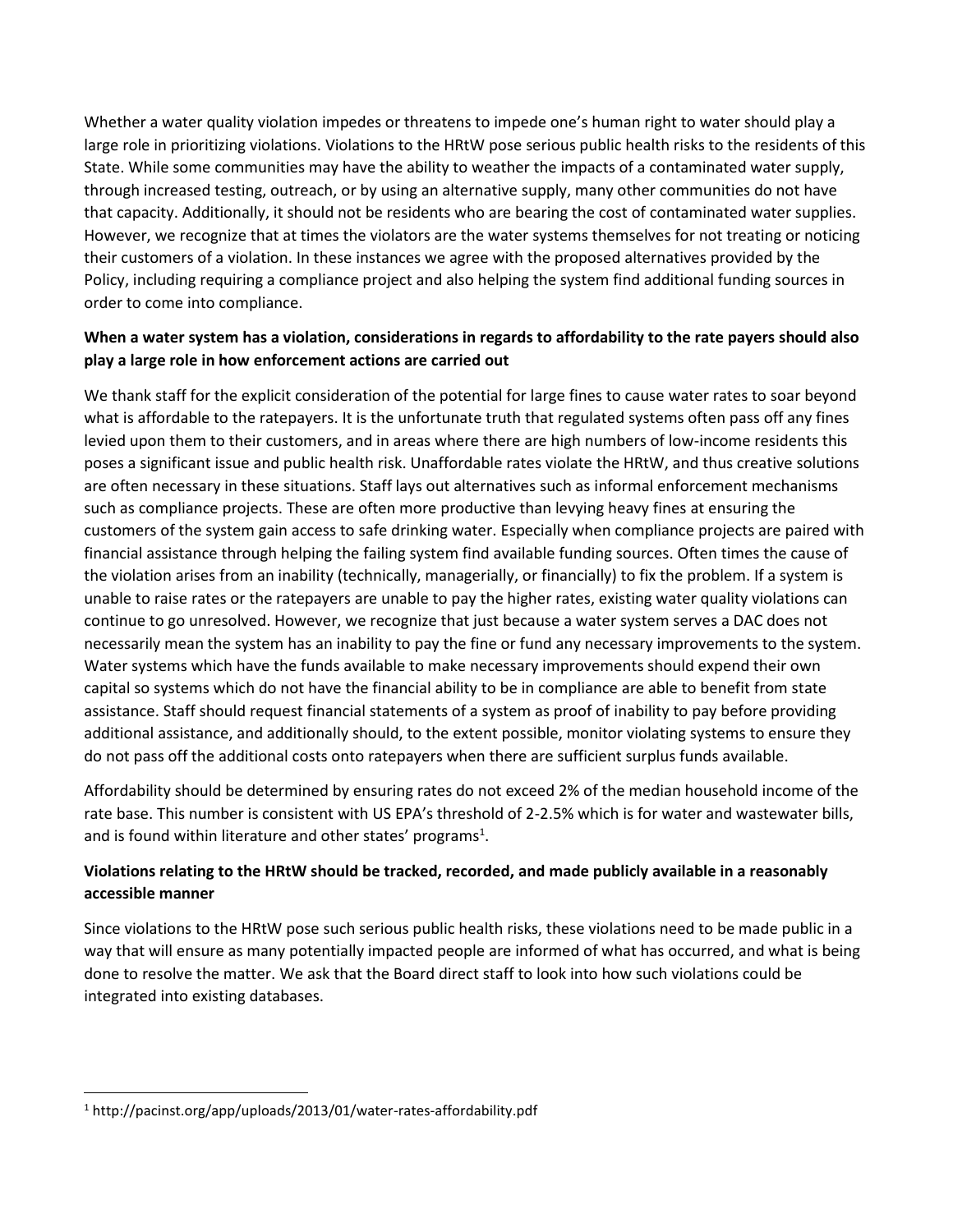Whether a water quality violation impedes or threatens to impede one's human right to water should play a large role in prioritizing violations. Violations to the HRtW pose serious public health risks to the residents of this State. While some communities may have the ability to weather the impacts of a contaminated water supply, through increased testing, outreach, or by using an alternative supply, many other communities do not have that capacity. Additionally, it should not be residents who are bearing the cost of contaminated water supplies. However, we recognize that at times the violators are the water systems themselves for not treating or noticing their customers of a violation. In these instances we agree with the proposed alternatives provided by the Policy, including requiring a compliance project and also helping the system find additional funding sources in order to come into compliance.

**When a water system has a violation, considerations in regards to affordability to the rate payers should also play a large role in how enforcement actions are carried out**

We thank staff for the explicit consideration of the potential for large fines to cause water rates to soar beyond what is affordable to the ratepayers. It is the unfortunate truth that regulated systems often pass off any fines levied upon them to their customers, and in areas where there are high numbers of low-income residents this poses a significant issue and public health risk. Unaffordable rates violate the HRtW, and thus creative solutions are often necessary in these situations. Staff lays out alternatives such as informal enforcement mechanisms such as compliance projects. These are often more productive than levying heavy fines at ensuring the customers of the system gain access to safe drinking water. Especially when compliance projects are paired with financial assistance through helping the failing system find available funding sources. Often times the cause of the violation arises from an inability (technically, managerially, or financially) to fix the problem. If a system is unable to raise rates or the ratepayers are unable to pay the higher rates, existing water quality violations can continue to go unresolved. However, we recognize that just because a water system serves a DAC does not necessarily mean the system has an inability to pay the fine or fund any necessary improvements to the system. Water systems which have the funds available to make necessary improvements should expend their own capital so systems which do not have the financial ability to be in compliance are able to benefit from state assistance. Staff should request financial statements of a system as proof of inability to pay before providing additional assistance, and additionally should, to the extent possible, monitor violating systems to ensure they do not pass off the additional costs onto ratepayers when there are sufficient surplus funds available.

Affordability should be determined by ensuring rates do not exceed 2% of the median household income of the rate base. This number is consistent with US EPA's threshold of 2-2.5% which is for water and wastewater bills, and is found within literature and other states' programs[1].

**Violations relating to the HRtW should be tracked, recorded, and made publicly available in a reasonably accessible manner**

Since violations to the HRtW pose such serious public health risks, these violations need to be made public in a way that will ensure as many potentially impacted people are informed of what has occurred, and what is being done to resolve the matter. We ask that the Board direct staff to look into how such violations could be integrated into existing databases.

[1] http://pacinst.org/app/uploads/2013/01/water-rates-affordability.pdf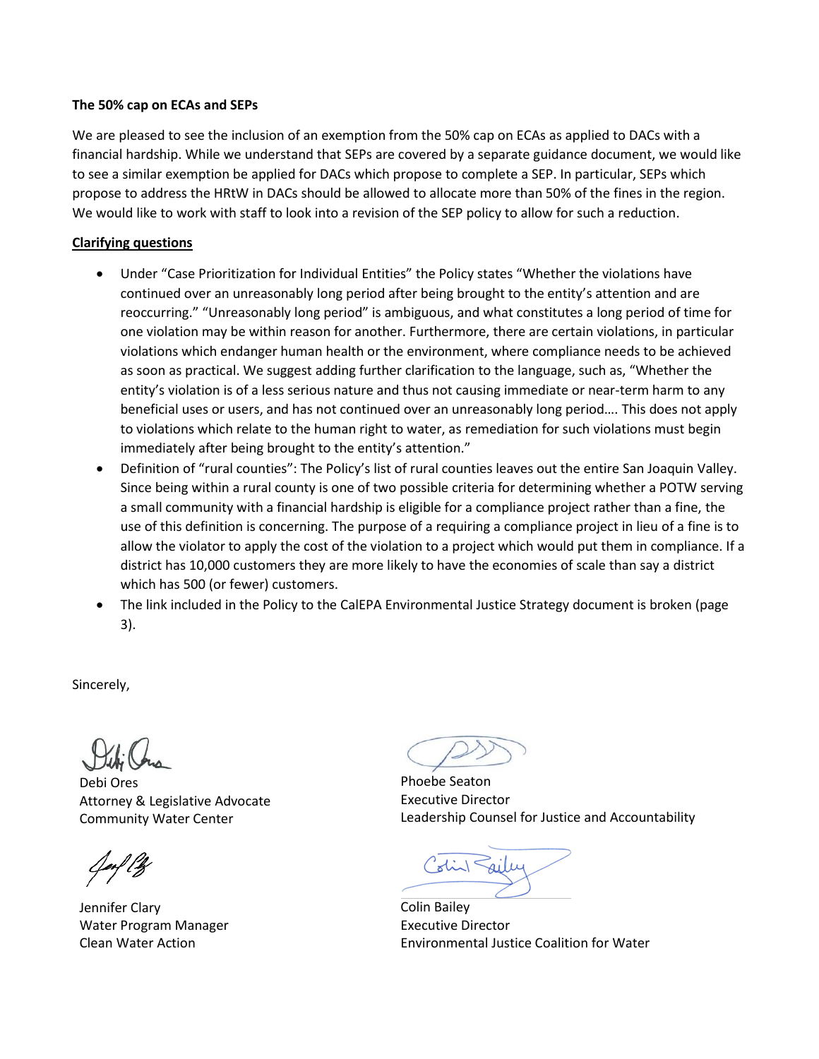**The 50% cap on ECAs and SEPs**

We are pleased to see the inclusion of an exemption from the 50% cap on ECAs as applied to DACs with a financial hardship. While we understand that SEPs are covered by a separate guidance document, we would like to see a similar exemption be applied for DACs which propose to complete a SEP. In particular, SEPs which propose to address the HRtW in DACs should be allowed to allocate more than 50% of the fines in the region. We would like to work with staff to look into a revision of the SEP policy to allow for such a reduction.

**Clarifying questions**

- Under "Case Prioritization for Individual Entities" the Policy states "Whether the violations have continued over an unreasonably long period after being brought to the entity's attention and are reoccurring." "Unreasonably long period" is ambiguous, and what constitutes a long period of time for one violation may be within reason for another. Furthermore, there are certain violations, in particular violations which endanger human health or the environment, where compliance needs to be achieved as soon as practical. We suggest adding further clarification to the language, such as, "Whether the entity's violation is of a less serious nature and thus not causing immediate or near-term harm to any beneficial uses or users, and has not continued over an unreasonably long period…. This does not apply to violations which relate to the human right to water, as remediation for such violations must begin immediately after being brought to the entity's attention."
- Definition of "rural counties": The Policy's list of rural counties leaves out the entire San Joaquin Valley. Since being within a rural county is one of two possible criteria for determining whether a POTW serving a small community with a financial hardship is eligible for a compliance project rather than a fine, the use of this definition is concerning. The purpose of a requiring a compliance project in lieu of a fine is to allow the violator to apply the cost of the violation to a project which would put them in compliance. If a district has 10,000 customers they are more likely to have the economies of scale than say a district which has 500 (or fewer) customers.
- The link included in the Policy to the CalEPA Environmental Justice Strategy document is broken (page 3).

Sincerely,

Debi Ores
Attorney & Legislative Advocate
Community Water Center

Phoebe Seaton
Executive Director
Leadership Counsel for Justice and Accountability

Jennifer Clary
Water Program Manager
Clean Water Action

Colin Bailey
Executive Director
Environmental Justice Coalition for Water